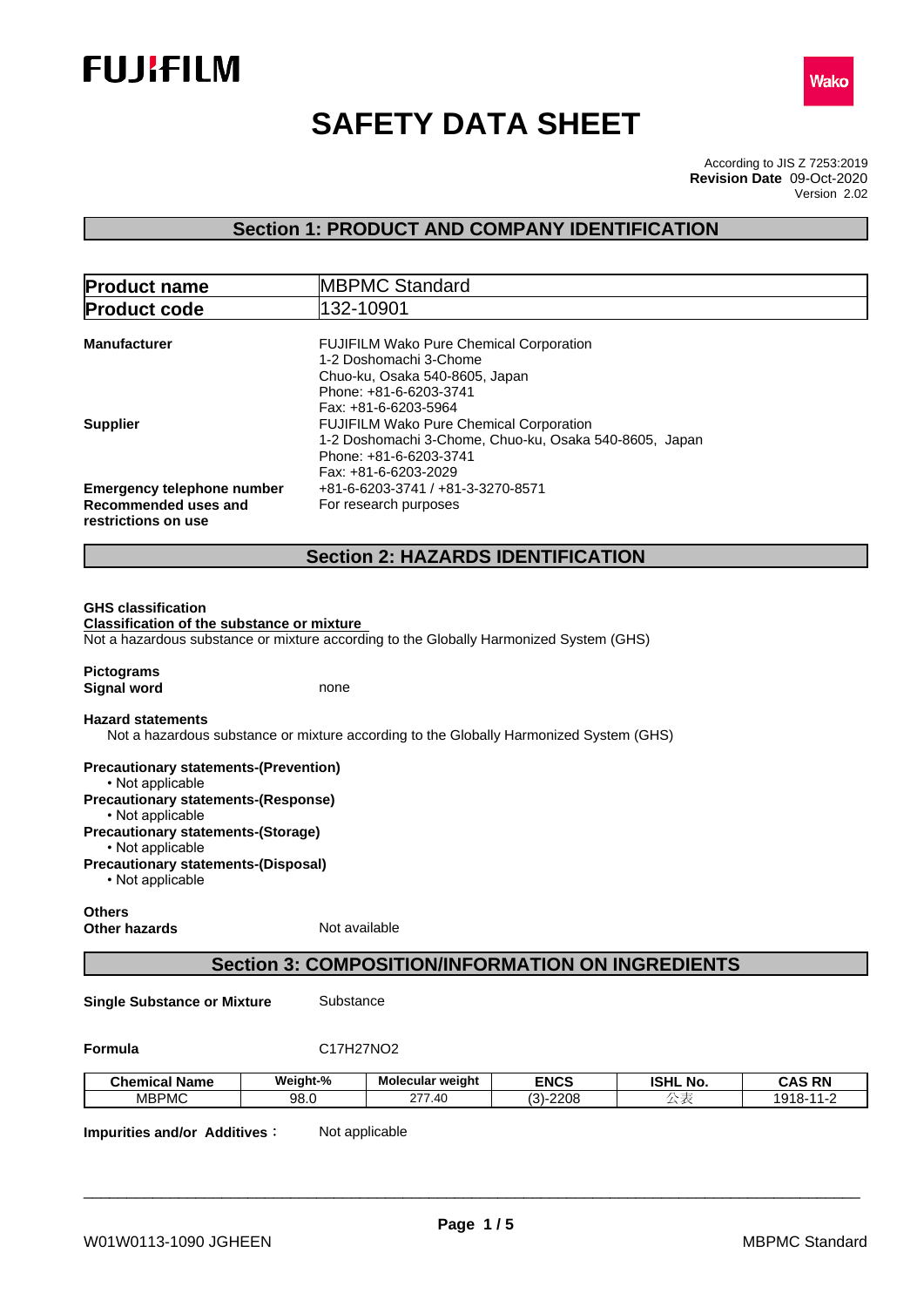FUJIFILM

Wako

# SAFETY DATA SHEET

According to JIS Z 7253:2019
**Revision Date** 09-Oct-2020
Version 2.02

## Section 1: PRODUCT AND COMPANY IDENTIFICATION

| **Product name** | MBPMC Standard |
|---|---|
| **Product code** | 132-10901 |

**Manufacturer**
FUJIFILM Wako Pure Chemical Corporation
1-2 Doshomachi 3-Chome
Chuo-ku, Osaka 540-8605, Japan
Phone: +81-6-6203-3741
Fax: +81-6-6203-5964

**Supplier**
FUJIFILM Wako Pure Chemical Corporation
1-2 Doshomachi 3-Chome, Chuo-ku, Osaka 540-8605, Japan
Phone: +81-6-6203-3741
Fax: +81-6-6203-2029

**Emergency telephone number** +81-6-6203-3741 / +81-3-3270-8571

**Recommended uses and restrictions on use** For research purposes

## Section 2: HAZARDS IDENTIFICATION

**GHS classification**

**Classification of the substance or mixture**

Not a hazardous substance or mixture according to the Globally Harmonized System (GHS)

**Pictograms**

**Signal word** none

**Hazard statements**

Not a hazardous substance or mixture according to the Globally Harmonized System (GHS)

**Precautionary statements-(Prevention)**
- Not applicable

**Precautionary statements-(Response)**
- Not applicable

**Precautionary statements-(Storage)**
- Not applicable

**Precautionary statements-(Disposal)**
- Not applicable

**Others**

**Other hazards** Not available

## Section 3: COMPOSITION/INFORMATION ON INGREDIENTS

**Single Substance or Mixture** Substance

**Formula** C17H27NO2

| Chemical Name | Weight-% | Molecular weight | ENCS | ISHL No. | CAS RN |
|---|---|---|---|---|---|
| MBPMC | 98.0 | 277.40 | (3)-2208 | 公表 | 1918-11-2 |

**Impurities and/or Additives**: Not applicable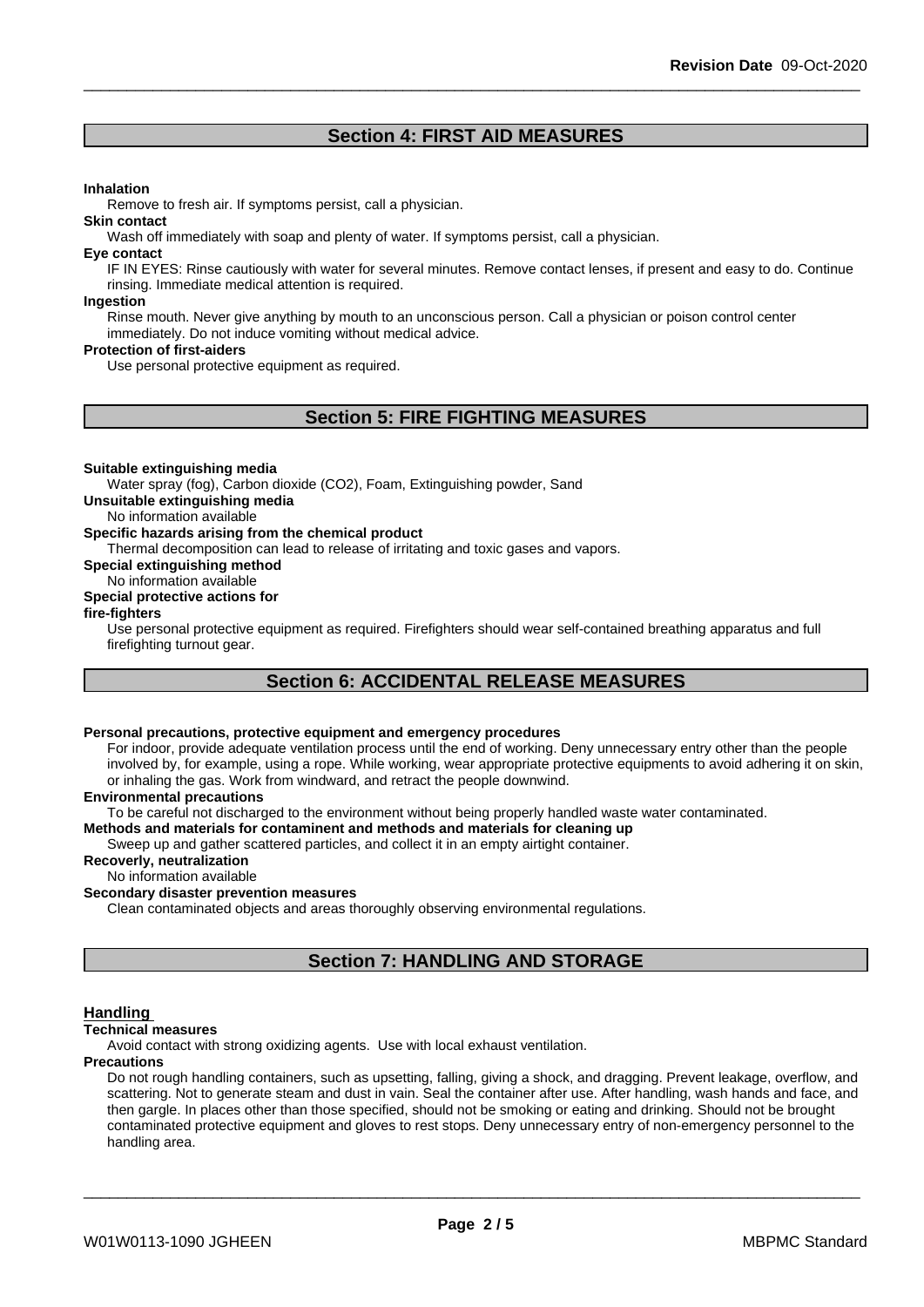## Section 4: FIRST AID MEASURES

**Inhalation**

Remove to fresh air. If symptoms persist, call a physician.

**Skin contact**

Wash off immediately with soap and plenty of water. If symptoms persist, call a physician.

**Eye contact**

IF IN EYES: Rinse cautiously with water for several minutes. Remove contact lenses, if present and easy to do. Continue rinsing. Immediate medical attention is required.

**Ingestion**

Rinse mouth. Never give anything by mouth to an unconscious person. Call a physician or poison control center immediately. Do not induce vomiting without medical advice.

**Protection of first-aiders**

Use personal protective equipment as required.

## Section 5: FIRE FIGHTING MEASURES

**Suitable extinguishing media**

Water spray (fog), Carbon dioxide (CO2), Foam, Extinguishing powder, Sand

**Unsuitable extinguishing media**

No information available

**Specific hazards arising from the chemical product**

Thermal decomposition can lead to release of irritating and toxic gases and vapors.

**Special extinguishing method**

No information available

**Special protective actions for fire-fighters**

Use personal protective equipment as required. Firefighters should wear self-contained breathing apparatus and full firefighting turnout gear.

## Section 6: ACCIDENTAL RELEASE MEASURES

**Personal precautions, protective equipment and emergency procedures**

For indoor, provide adequate ventilation process until the end of working. Deny unnecessary entry other than the people involved by, for example, using a rope. While working, wear appropriate protective equipments to avoid adhering it on skin, or inhaling the gas. Work from windward, and retract the people downwind.

**Environmental precautions**

To be careful not discharged to the environment without being properly handled waste water contaminated.

**Methods and materials for contaminent and methods and materials for cleaning up**

Sweep up and gather scattered particles, and collect it in an empty airtight container.

**Recoverly, neutralization**

No information available

**Secondary disaster prevention measures**

Clean contaminated objects and areas thoroughly observing environmental regulations.

## Section 7: HANDLING AND STORAGE

### Handling

**Technical measures**

Avoid contact with strong oxidizing agents. Use with local exhaust ventilation.

**Precautions**

Do not rough handling containers, such as upsetting, falling, giving a shock, and dragging. Prevent leakage, overflow, and scattering. Not to generate steam and dust in vain. Seal the container after use. After handling, wash hands and face, and then gargle. In places other than those specified, should not be smoking or eating and drinking. Should not be brought contaminated protective equipment and gloves to rest stops. Deny unnecessary entry of non-emergency personnel to the handling area.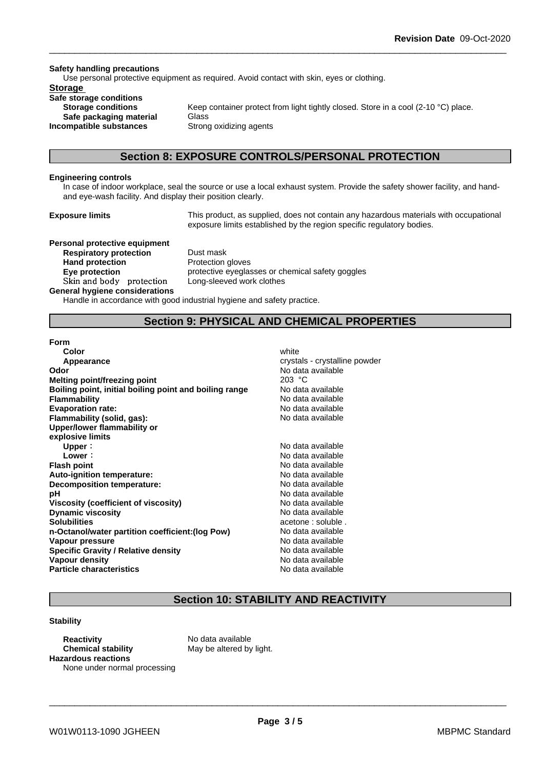**Safety handling precautions**

Use personal protective equipment as required. Avoid contact with skin, eyes or clothing.

**Storage**

**Safe storage conditions**

| | |
|---|---|
| **Storage conditions** | Keep container protect from light tightly closed. Store in a cool (2-10 °C) place. |
| **Safe packaging material** | Glass |
| **Incompatible substances** | Strong oxidizing agents |

## Section 8: EXPOSURE CONTROLS/PERSONAL PROTECTION

**Engineering controls**

In case of indoor workplace, seal the source or use a local exhaust system. Provide the safety shower facility, and hand- and eye-wash facility. And display their position clearly.

**Exposure limits** This product, as supplied, does not contain any hazardous materials with occupational exposure limits established by the region specific regulatory bodies.

**Personal protective equipment**

| | |
|---|---|
| **Respiratory protection** | Dust mask |
| **Hand protection** | Protection gloves |
| **Eye protection** | protective eyeglasses or chemical safety goggles |
| Skin and body protection | Long-sleeved work clothes |

**General hygiene considerations**

Handle in accordance with good industrial hygiene and safety practice.

## Section 9: PHYSICAL AND CHEMICAL PROPERTIES

| | |
|---|---|
| **Form** | |
| **Color** | white |
| **Appearance** | crystals - crystalline powder |
| **Odor** | No data available |
| **Melting point/freezing point** | 203 °C |
| **Boiling point, initial boiling point and boiling range** | No data available |
| **Flammability** | No data available |
| **Evaporation rate:** | No data available |
| **Flammability (solid, gas):** | No data available |
| **Upper/lower flammability or explosive limits** | |
| **Upper**： | No data available |
| **Lower**： | No data available |
| **Flash point** | No data available |
| **Auto-ignition temperature:** | No data available |
| **Decomposition temperature:** | No data available |
| **pH** | No data available |
| **Viscosity (coefficient of viscosity)** | No data available |
| **Dynamic viscosity** | No data available |
| **Solubilities** | acetone : soluble . |
| **n-Octanol/water partition coefficient:(log Pow)** | No data available |
| **Vapour pressure** | No data available |
| **Specific Gravity / Relative density** | No data available |
| **Vapour density** | No data available |
| **Particle characteristics** | No data available |

## Section 10: STABILITY AND REACTIVITY

**Stability**

| | |
|---|---|
| **Reactivity** | No data available |
| **Chemical stability** | May be altered by light. |

**Hazardous reactions**

None under normal processing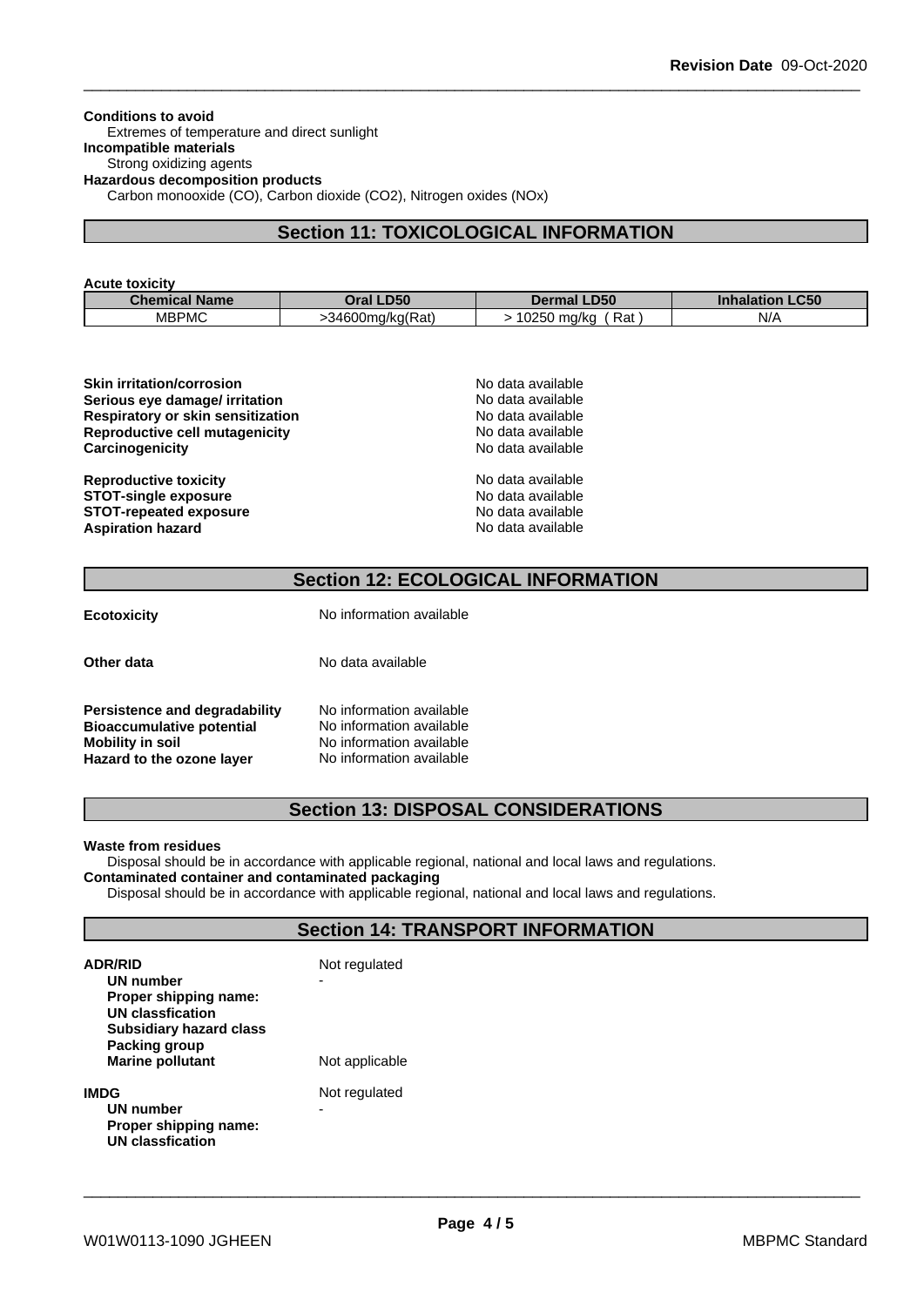**Conditions to avoid**
Extremes of temperature and direct sunlight

**Incompatible materials**
Strong oxidizing agents

**Hazardous decomposition products**
Carbon monooxide (CO), Carbon dioxide ($CO_2$), Nitrogen oxides ($NO_x$)

## Section 11: TOXICOLOGICAL INFORMATION

**Acute toxicity**

| Chemical Name | Oral LD50 | Dermal LD50 | Inhalation LC50 |
|---|---|---|---|
| MBPMC | >34600mg/kg(Rat) | > 10250 mg/kg ( Rat ) | N/A |

**Skin irritation/corrosion** No data available
**Serious eye damage/ irritation** No data available
**Respiratory or skin sensitization** No data available
**Reproductive cell mutagenicity** No data available
**Carcinogenicity** No data available

**Reproductive toxicity** No data available
**STOT-single exposure** No data available
**STOT-repeated exposure** No data available
**Aspiration hazard** No data available

## Section 12: ECOLOGICAL INFORMATION

**Ecotoxicity** No information available

**Other data** No data available

**Persistence and degradability** No information available
**Bioaccumulative potential** No information available
**Mobility in soil** No information available
**Hazard to the ozone layer** No information available

## Section 13: DISPOSAL CONSIDERATIONS

**Waste from residues**
Disposal should be in accordance with applicable regional, national and local laws and regulations.

**Contaminated container and contaminated packaging**
Disposal should be in accordance with applicable regional, national and local laws and regulations.

## Section 14: TRANSPORT INFORMATION

**ADR/RID** Not regulated
**UN number** -
**Proper shipping name:**
**UN classfication**
**Subsidiary hazard class**
**Packing group**
**Marine pollutant** Not applicable

**IMDG** Not regulated
**UN number** -
**Proper shipping name:**
**UN classfication**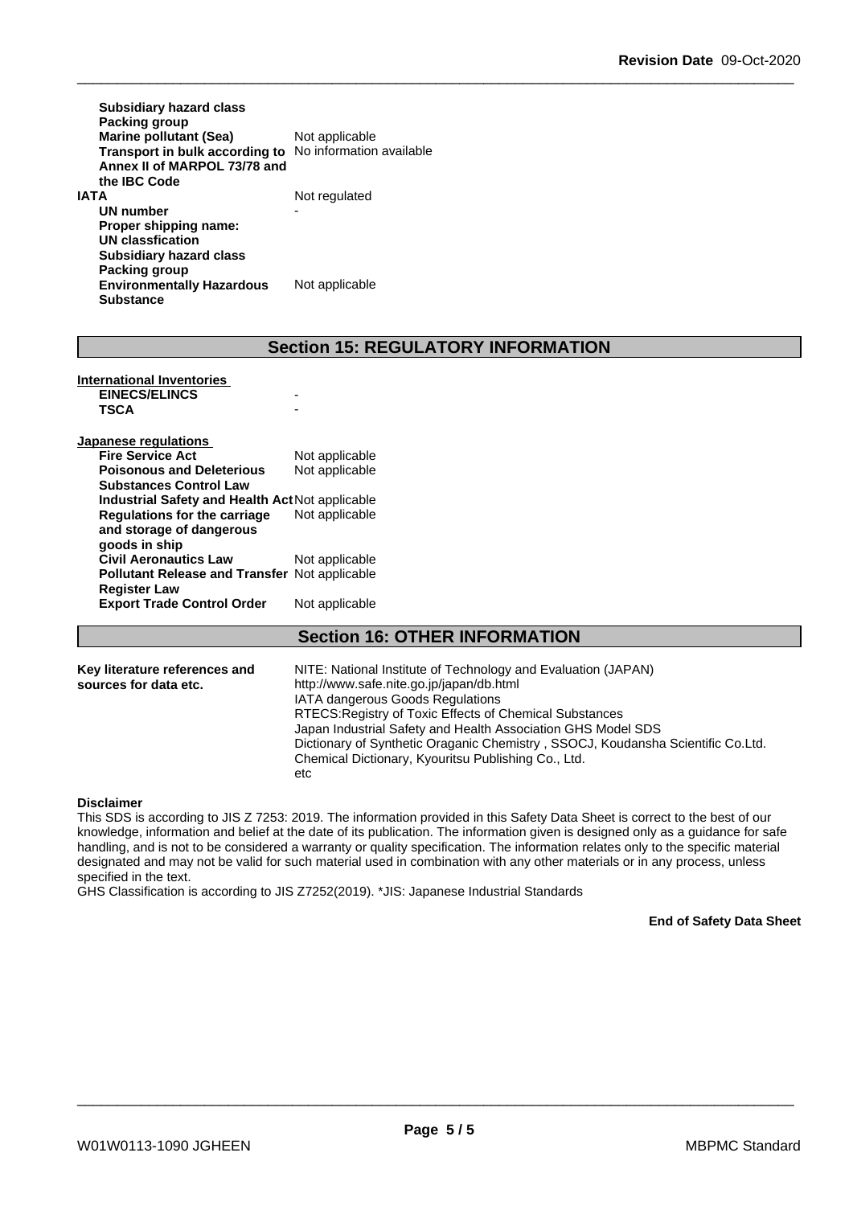| | |
|---|---|
| **Subsidiary hazard class** | |
| **Packing group** | |
| **Marine pollutant (Sea)** | Not applicable |
| **Transport in bulk according to Annex II of MARPOL 73/78 and the IBC Code** | No information available |

| | |
|---|---|
| **IATA** | Not regulated |
| **UN number** | - |
| **Proper shipping name:** | |
| **UN classfication** | |
| **Subsidiary hazard class** | |
| **Packing group** | |
| **Environmentally Hazardous Substance** | Not applicable |

## Section 15: REGULATORY INFORMATION

**International Inventories**

| | |
|---|---|
| **EINECS/ELINCS** | - |
| **TSCA** | - |

**Japanese regulations**

| | |
|---|---|
| **Fire Service Act** | Not applicable |
| **Poisonous and Deleterious Substances Control Law** | Not applicable |
| **Industrial Safety and Health Act** | Not applicable |
| **Regulations for the carriage and storage of dangerous goods in ship** | Not applicable |
| **Civil Aeronautics Law** | Not applicable |
| **Pollutant Release and Transfer Register Law** | Not applicable |
| **Export Trade Control Order** | Not applicable |

## Section 16: OTHER INFORMATION

**Key literature references and sources for data etc.**

NITE: National Institute of Technology and Evaluation (JAPAN)
http://www.safe.nite.go.jp/japan/db.html
IATA dangerous Goods Regulations
RTECS:Registry of Toxic Effects of Chemical Substances
Japan Industrial Safety and Health Association GHS Model SDS
Dictionary of Synthetic Oraganic Chemistry , SSOCJ, Koudansha Scientific Co.Ltd.
Chemical Dictionary, Kyouritsu Publishing Co., Ltd.
etc

**Disclaimer**

This SDS is according to JIS Z 7253: 2019. The information provided in this Safety Data Sheet is correct to the best of our knowledge, information and belief at the date of its publication. The information given is designed only as a guidance for safe handling, and is not to be considered a warranty or quality specification. The information relates only to the specific material designated and may not be valid for such material used in combination with any other materials or in any process, unless specified in the text.

GHS Classification is according to JIS Z7252(2019). *JIS: Japanese Industrial Standards

**End of Safety Data Sheet**